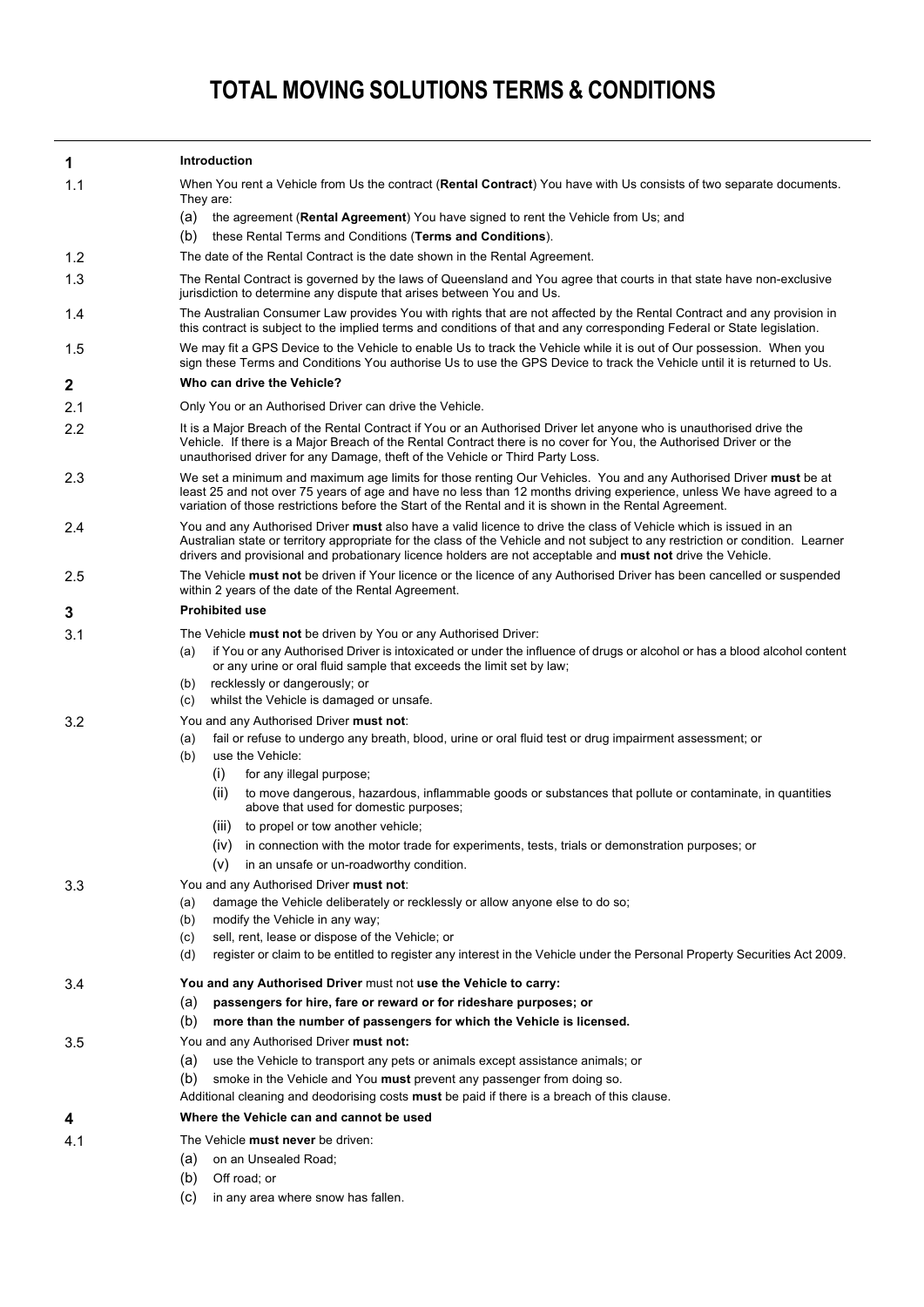# TOTAL MOVING SOLUTIONS TERMS & CONDITIONS

## 1 Introduction

**1.1** When You rent a Vehicle from Us the contract (**Rental Contract**) You have with Us consists of two separate documents. They are:

(a) the agreement (**Rental Agreement**) You have signed to rent the Vehicle from Us; and

(b) these Rental Terms and Conditions (**Terms and Conditions**).

**1.2** The date of the Rental Contract is the date shown in the Rental Agreement.

**1.3** The Rental Contract is governed by the laws of Queensland and You agree that courts in that state have non-exclusive jurisdiction to determine any dispute that arises between You and Us.

**1.4** The Australian Consumer Law provides You with rights that are not affected by the Rental Contract and any provision in this contract is subject to the implied terms and conditions of that and any corresponding Federal or State legislation.

**1.5** We may fit a GPS Device to the Vehicle to enable Us to track the Vehicle while it is out of Our possession. When you sign these Terms and Conditions You authorise Us to use the GPS Device to track the Vehicle until it is returned to Us.

## 2 Who can drive the Vehicle?

**2.1** Only You or an Authorised Driver can drive the Vehicle.

**2.2** It is a Major Breach of the Rental Contract if You or an Authorised Driver let anyone who is unauthorised drive the Vehicle. If there is a Major Breach of the Rental Contract there is no cover for You, the Authorised Driver or the unauthorised driver for any Damage, theft of the Vehicle or Third Party Loss.

**2.3** We set a minimum and maximum age limits for those renting Our Vehicles. You and any Authorised Driver **must** be at least 25 and not over 75 years of age and have no less than 12 months driving experience, unless We have agreed to a variation of those restrictions before the Start of the Rental and it is shown in the Rental Agreement.

**2.4** You and any Authorised Driver **must** also have a valid licence to drive the class of Vehicle which is issued in an Australian state or territory appropriate for the class of the Vehicle and not subject to any restriction or condition. Learner drivers and provisional and probationary licence holders are not acceptable and **must not** drive the Vehicle.

**2.5** The Vehicle **must not** be driven if Your licence or the licence of any Authorised Driver has been cancelled or suspended within 2 years of the date of the Rental Agreement.

## 3 Prohibited use

**3.1** The Vehicle **must not** be driven by You or any Authorised Driver:

(a) if You or any Authorised Driver is intoxicated or under the influence of drugs or alcohol or has a blood alcohol content or any urine or oral fluid sample that exceeds the limit set by law;

(b) recklessly or dangerously; or

(c) whilst the Vehicle is damaged or unsafe.

**3.2** You and any Authorised Driver **must not**:

(a) fail or refuse to undergo any breath, blood, urine or oral fluid test or drug impairment assessment; or

(b) use the Vehicle:

(i) for any illegal purpose;

(ii) to move dangerous, hazardous, inflammable goods or substances that pollute or contaminate, in quantities above that used for domestic purposes;

(iii) to propel or tow another vehicle;

(iv) in connection with the motor trade for experiments, tests, trials or demonstration purposes; or

(v) in an unsafe or un-roadworthy condition.

**3.3** You and any Authorised Driver **must not**:

(a) damage the Vehicle deliberately or recklessly or allow anyone else to do so;

(b) modify the Vehicle in any way;

(c) sell, rent, lease or dispose of the Vehicle; or

(d) register or claim to be entitled to register any interest in the Vehicle under the Personal Property Securities Act 2009.

**3.4** **You and any Authorised Driver** must not **use the Vehicle to carry:**

**(a) passengers for hire, fare or reward or for rideshare purposes; or**

**(b) more than the number of passengers for which the Vehicle is licensed.**

**3.5** You and any Authorised Driver **must not:**

(a) use the Vehicle to transport any pets or animals except assistance animals; or

(b) smoke in the Vehicle and You **must** prevent any passenger from doing so.

Additional cleaning and deodorising costs **must** be paid if there is a breach of this clause.

## 4 Where the Vehicle can and cannot be used

**4.1** The Vehicle **must never** be driven:

(a) on an Unsealed Road;

(b) Off road; or

(c) in any area where snow has fallen.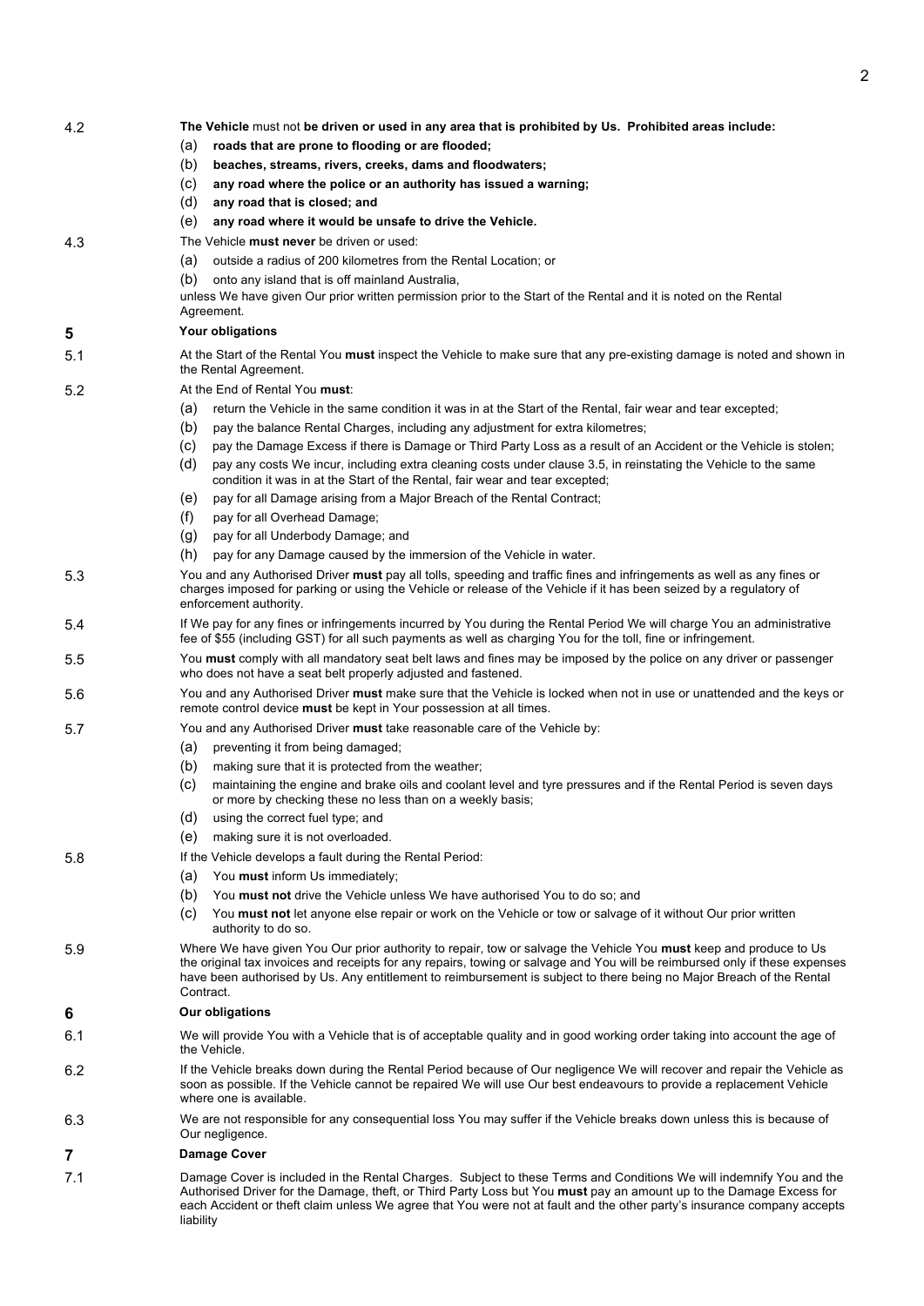4.2 **The Vehicle** must not **be driven or used in any area that is prohibited by Us. Prohibited areas include:**

(a) **roads that are prone to flooding or are flooded;**

(b) **beaches, streams, rivers, creeks, dams and floodwaters;**

(c) **any road where the police or an authority has issued a warning;**

(d) **any road that is closed; and**

(e) **any road where it would be unsafe to drive the Vehicle.**

4.3 The Vehicle **must never** be driven or used:

(a) outside a radius of 200 kilometres from the Rental Location; or

(b) onto any island that is off mainland Australia,

unless We have given Our prior written permission prior to the Start of the Rental and it is noted on the Rental Agreement.

## 5 Your obligations

5.1 At the Start of the Rental You **must** inspect the Vehicle to make sure that any pre-existing damage is noted and shown in the Rental Agreement.

5.2 At the End of Rental You **must**:

(a) return the Vehicle in the same condition it was in at the Start of the Rental, fair wear and tear excepted;

(b) pay the balance Rental Charges, including any adjustment for extra kilometres;

(c) pay the Damage Excess if there is Damage or Third Party Loss as a result of an Accident or the Vehicle is stolen;

(d) pay any costs We incur, including extra cleaning costs under clause 3.5, in reinstating the Vehicle to the same condition it was in at the Start of the Rental, fair wear and tear excepted;

(e) pay for all Damage arising from a Major Breach of the Rental Contract;

(f) pay for all Overhead Damage;

(g) pay for all Underbody Damage; and

(h) pay for any Damage caused by the immersion of the Vehicle in water.

5.3 You and any Authorised Driver **must** pay all tolls, speeding and traffic fines and infringements as well as any fines or charges imposed for parking or using the Vehicle or release of the Vehicle if it has been seized by a regulatory of enforcement authority.

5.4 If We pay for any fines or infringements incurred by You during the Rental Period We will charge You an administrative fee of $55 (including GST) for all such payments as well as charging You for the toll, fine or infringement.

5.5 You **must** comply with all mandatory seat belt laws and fines may be imposed by the police on any driver or passenger who does not have a seat belt properly adjusted and fastened.

5.6 You and any Authorised Driver **must** make sure that the Vehicle is locked when not in use or unattended and the keys or remote control device **must** be kept in Your possession at all times.

5.7 You and any Authorised Driver **must** take reasonable care of the Vehicle by:

(a) preventing it from being damaged;

(b) making sure that it is protected from the weather;

(c) maintaining the engine and brake oils and coolant level and tyre pressures and if the Rental Period is seven days or more by checking these no less than on a weekly basis;

(d) using the correct fuel type; and

(e) making sure it is not overloaded.

5.8 If the Vehicle develops a fault during the Rental Period:

(a) You **must** inform Us immediately;

(b) You **must not** drive the Vehicle unless We have authorised You to do so; and

(c) You **must not** let anyone else repair or work on the Vehicle or tow or salvage of it without Our prior written authority to do so.

5.9 Where We have given You Our prior authority to repair, tow or salvage the Vehicle You **must** keep and produce to Us the original tax invoices and receipts for any repairs, towing or salvage and You will be reimbursed only if these expenses have been authorised by Us. Any entitlement to reimbursement is subject to there being no Major Breach of the Rental Contract.

## 6 Our obligations

6.1 We will provide You with a Vehicle that is of acceptable quality and in good working order taking into account the age of the Vehicle.

6.2 If the Vehicle breaks down during the Rental Period because of Our negligence We will recover and repair the Vehicle as soon as possible. If the Vehicle cannot be repaired We will use Our best endeavours to provide a replacement Vehicle where one is available.

6.3 We are not responsible for any consequential loss You may suffer if the Vehicle breaks down unless this is because of Our negligence.

## 7 Damage Cover

7.1 Damage Cover is included in the Rental Charges. Subject to these Terms and Conditions We will indemnify You and the Authorised Driver for the Damage, theft, or Third Party Loss but You **must** pay an amount up to the Damage Excess for each Accident or theft claim unless We agree that You were not at fault and the other party's insurance company accepts liability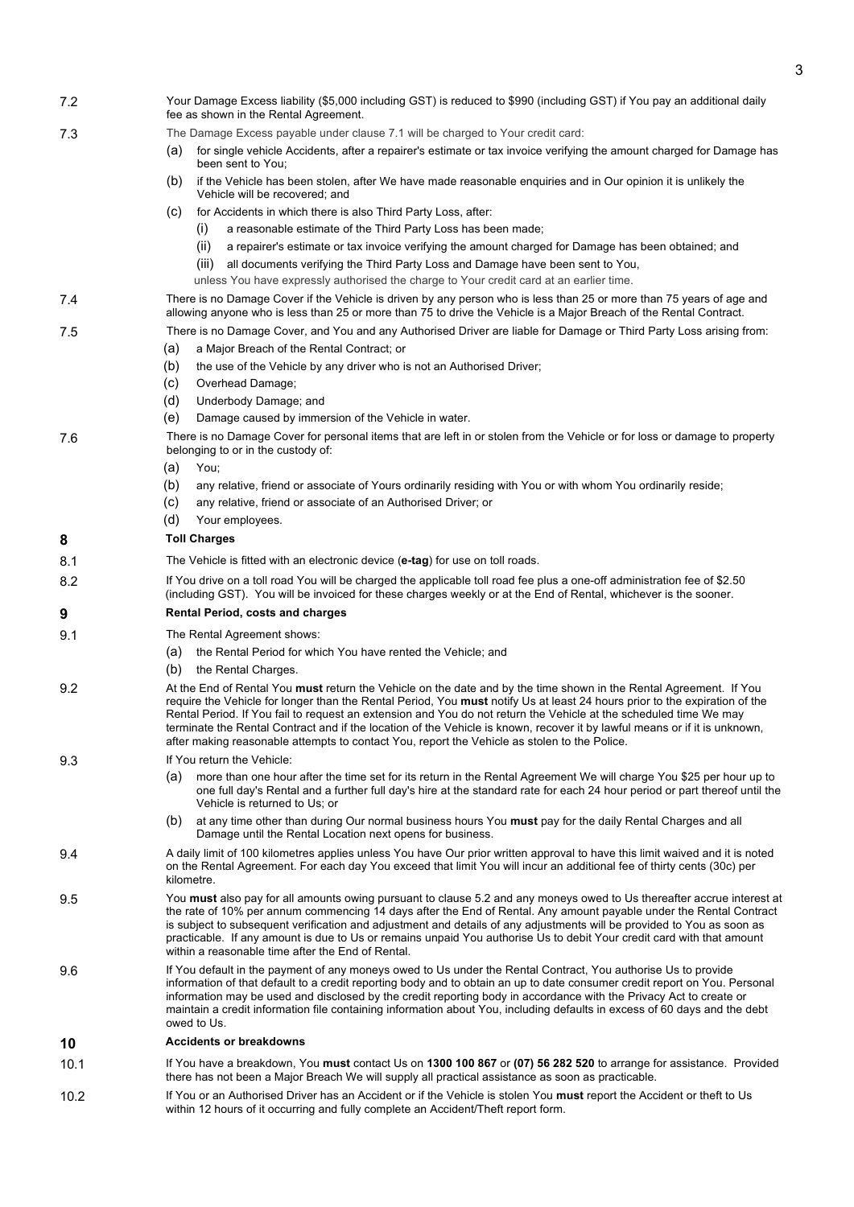7.2 Your Damage Excess liability ($5,000 including GST) is reduced to $990 (including GST) if You pay an additional daily fee as shown in the Rental Agreement.

7.3 The Damage Excess payable under clause 7.1 will be charged to Your credit card:

(a) for single vehicle Accidents, after a repairer's estimate or tax invoice verifying the amount charged for Damage has been sent to You;

(b) if the Vehicle has been stolen, after We have made reasonable enquiries and in Our opinion it is unlikely the Vehicle will be recovered; and

(c) for Accidents in which there is also Third Party Loss, after:

(i) a reasonable estimate of the Third Party Loss has been made;

(ii) a repairer's estimate or tax invoice verifying the amount charged for Damage has been obtained; and

(iii) all documents verifying the Third Party Loss and Damage have been sent to You,

unless You have expressly authorised the charge to Your credit card at an earlier time.

7.4 There is no Damage Cover if the Vehicle is driven by any person who is less than 25 or more than 75 years of age and allowing anyone who is less than 25 or more than 75 to drive the Vehicle is a Major Breach of the Rental Contract.

7.5 There is no Damage Cover, and You and any Authorised Driver are liable for Damage or Third Party Loss arising from:

(a) a Major Breach of the Rental Contract; or

(b) the use of the Vehicle by any driver who is not an Authorised Driver;

(c) Overhead Damage;

(d) Underbody Damage; and

(e) Damage caused by immersion of the Vehicle in water.

7.6 There is no Damage Cover for personal items that are left in or stolen from the Vehicle or for loss or damage to property belonging to or in the custody of:

(a) You;

(b) any relative, friend or associate of Yours ordinarily residing with You or with whom You ordinarily reside;

(c) any relative, friend or associate of an Authorised Driver; or

(d) Your employees.

## 8 Toll Charges

8.1 The Vehicle is fitted with an electronic device (**e-tag**) for use on toll roads.

8.2 If You drive on a toll road You will be charged the applicable toll road fee plus a one-off administration fee of $2.50 (including GST). You will be invoiced for these charges weekly or at the End of Rental, whichever is the sooner.

## 9 Rental Period, costs and charges

9.1 The Rental Agreement shows:

(a) the Rental Period for which You have rented the Vehicle; and

(b) the Rental Charges.

9.2 At the End of Rental You **must** return the Vehicle on the date and by the time shown in the Rental Agreement. If You require the Vehicle for longer than the Rental Period, You **must** notify Us at least 24 hours prior to the expiration of the Rental Period. If You fail to request an extension and You do not return the Vehicle at the scheduled time We may terminate the Rental Contract and if the location of the Vehicle is known, recover it by lawful means or if it is unknown, after making reasonable attempts to contact You, report the Vehicle as stolen to the Police.

9.3 If You return the Vehicle:

(a) more than one hour after the time set for its return in the Rental Agreement We will charge You $25 per hour up to one full day's Rental and a further full day's hire at the standard rate for each 24 hour period or part thereof until the Vehicle is returned to Us; or

(b) at any time other than during Our normal business hours You **must** pay for the daily Rental Charges and all Damage until the Rental Location next opens for business.

9.4 A daily limit of 100 kilometres applies unless You have Our prior written approval to have this limit waived and it is noted on the Rental Agreement. For each day You exceed that limit You will incur an additional fee of thirty cents (30c) per kilometre.

9.5 You **must** also pay for all amounts owing pursuant to clause 5.2 and any moneys owed to Us thereafter accrue interest at the rate of 10% per annum commencing 14 days after the End of Rental. Any amount payable under the Rental Contract is subject to subsequent verification and adjustment and details of any adjustments will be provided to You as soon as practicable. If any amount is due to Us or remains unpaid You authorise Us to debit Your credit card with that amount within a reasonable time after the End of Rental.

9.6 If You default in the payment of any moneys owed to Us under the Rental Contract, You authorise Us to provide information of that default to a credit reporting body and to obtain an up to date consumer credit report on You. Personal information may be used and disclosed by the credit reporting body in accordance with the Privacy Act to create or maintain a credit information file containing information about You, including defaults in excess of 60 days and the debt owed to Us.

## 10 Accidents or breakdowns

10.1 If You have a breakdown, You **must** contact Us on **1300 100 867** or **(07) 56 282 520** to arrange for assistance. Provided there has not been a Major Breach We will supply all practical assistance as soon as practicable.

10.2 If You or an Authorised Driver has an Accident or if the Vehicle is stolen You **must** report the Accident or theft to Us within 12 hours of it occurring and fully complete an Accident/Theft report form.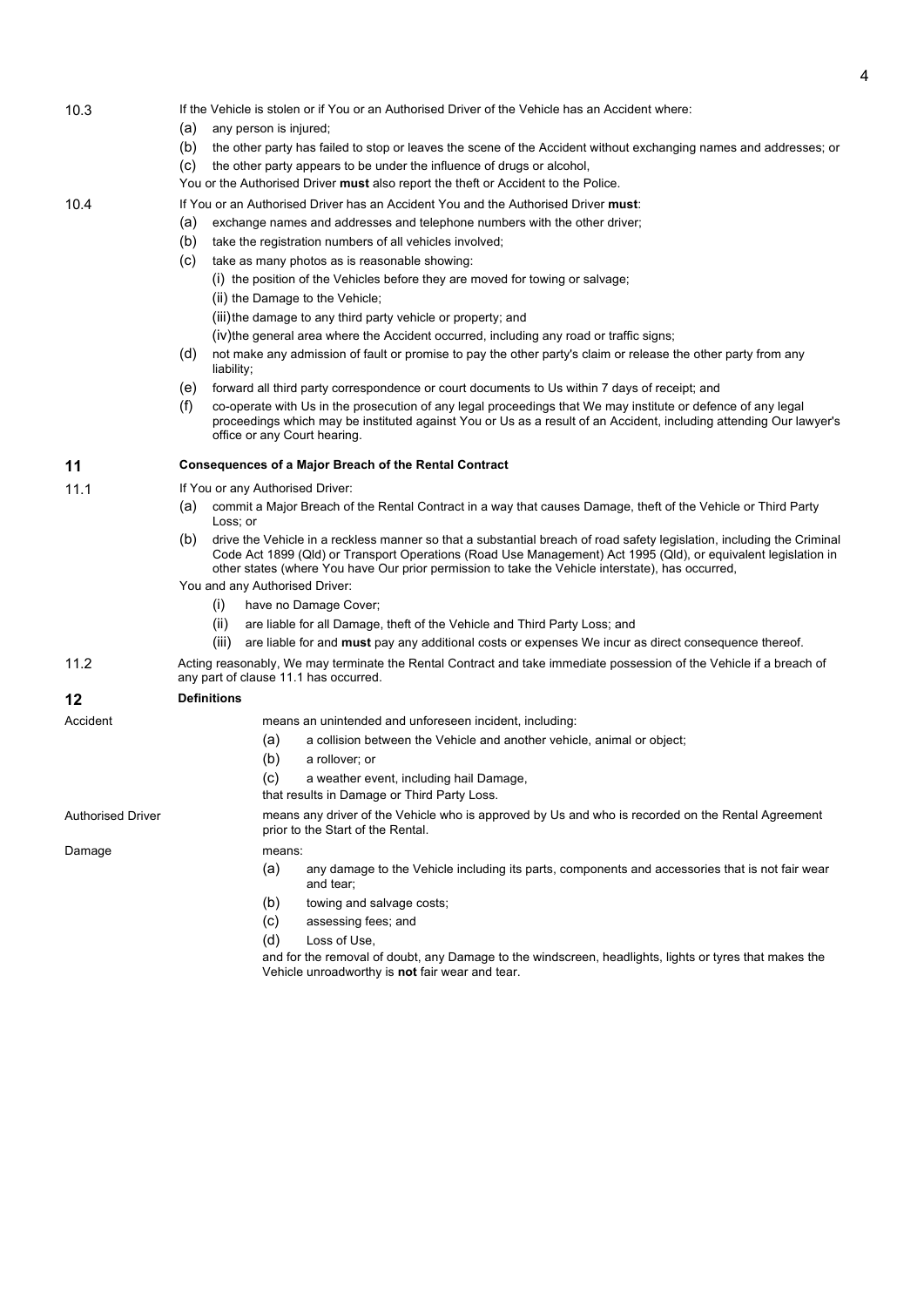**10.3** If the Vehicle is stolen or if You or an Authorised Driver of the Vehicle has an Accident where:

(a) any person is injured;

(b) the other party has failed to stop or leaves the scene of the Accident without exchanging names and addresses; or

(c) the other party appears to be under the influence of drugs or alcohol,

You or the Authorised Driver **must** also report the theft or Accident to the Police.

**10.4** If You or an Authorised Driver has an Accident You and the Authorised Driver **must**:

(a) exchange names and addresses and telephone numbers with the other driver;

(b) take the registration numbers of all vehicles involved;

(c) take as many photos as is reasonable showing:

- (i) the position of the Vehicles before they are moved for towing or salvage;
- (ii) the Damage to the Vehicle;
- (iii) the damage to any third party vehicle or property; and
- (iv) the general area where the Accident occurred, including any road or traffic signs;

(d) not make any admission of fault or promise to pay the other party's claim or release the other party from any liability;

(e) forward all third party correspondence or court documents to Us within 7 days of receipt; and

(f) co-operate with Us in the prosecution of any legal proceedings that We may institute or defence of any legal proceedings which may be instituted against You or Us as a result of an Accident, including attending Our lawyer's office or any Court hearing.

## 11 Consequences of a Major Breach of the Rental Contract

**11.1** If You or any Authorised Driver:

(a) commit a Major Breach of the Rental Contract in a way that causes Damage, theft of the Vehicle or Third Party Loss; or

(b) drive the Vehicle in a reckless manner so that a substantial breach of road safety legislation, including the Criminal Code Act 1899 (Qld) or Transport Operations (Road Use Management) Act 1995 (Qld), or equivalent legislation in other states (where You have Our prior permission to take the Vehicle interstate), has occurred,

You and any Authorised Driver:

- (i) have no Damage Cover;
- (ii) are liable for all Damage, theft of the Vehicle and Third Party Loss; and
- (iii) are liable for and **must** pay any additional costs or expenses We incur as direct consequence thereof.

**11.2** Acting reasonably, We may terminate the Rental Contract and take immediate possession of the Vehicle if a breach of any part of clause 11.1 has occurred.

## 12 Definitions

**Accident** means an unintended and unforeseen incident, including:

(a) a collision between the Vehicle and another vehicle, animal or object;

(b) a rollover; or

(c) a weather event, including hail Damage,

that results in Damage or Third Party Loss.

**Authorised Driver** means any driver of the Vehicle who is approved by Us and who is recorded on the Rental Agreement prior to the Start of the Rental.

**Damage** means:

(a) any damage to the Vehicle including its parts, components and accessories that is not fair wear and tear;

(b) towing and salvage costs;

(c) assessing fees; and

(d) Loss of Use,

and for the removal of doubt, any Damage to the windscreen, headlights, lights or tyres that makes the Vehicle unroadworthy is **not** fair wear and tear.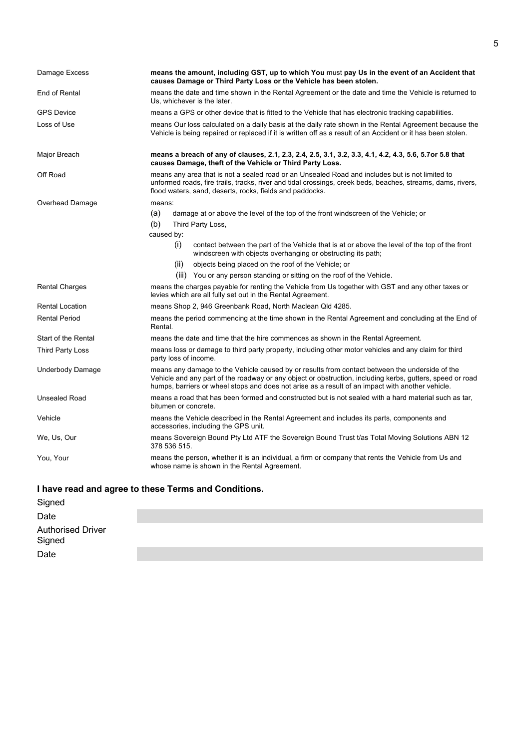| | |
|---|---|
| Damage Excess | **means the amount, including GST, up to which You** must **pay Us in the event of an Accident that causes Damage or Third Party Loss or the Vehicle has been stolen.** |
| End of Rental | means the date and time shown in the Rental Agreement or the date and time the Vehicle is returned to Us, whichever is the later. |
| GPS Device | means a GPS or other device that is fitted to the Vehicle that has electronic tracking capabilities. |
| Loss of Use | means Our loss calculated on a daily basis at the daily rate shown in the Rental Agreement because the Vehicle is being repaired or replaced if it is written off as a result of an Accident or it has been stolen. |
| Major Breach | **means a breach of any of clauses, 2.1, 2.3, 2.4, 2.5, 3.1, 3.2, 3.3, 4.1, 4.2, 4.3, 5.6, 5.7or 5.8 that causes Damage, theft of the Vehicle or Third Party Loss.** |
| Off Road | means any area that is not a sealed road or an Unsealed Road and includes but is not limited to unformed roads, fire trails, tracks, river and tidal crossings, creek beds, beaches, streams, dams, rivers, flood waters, sand, deserts, rocks, fields and paddocks. |
| Overhead Damage | means: (a) damage at or above the level of the top of the front windscreen of the Vehicle; or (b) Third Party Loss, caused by: (i) contact between the part of the Vehicle that is at or above the level of the top of the front windscreen with objects overhanging or obstructing its path; (ii) objects being placed on the roof of the Vehicle; or (iii) You or any person standing or sitting on the roof of the Vehicle. |
| Rental Charges | means the charges payable for renting the Vehicle from Us together with GST and any other taxes or levies which are all fully set out in the Rental Agreement. |
| Rental Location | means Shop 2, 946 Greenbank Road, North Maclean Qld 4285. |
| Rental Period | means the period commencing at the time shown in the Rental Agreement and concluding at the End of Rental. |
| Start of the Rental | means the date and time that the hire commences as shown in the Rental Agreement. |
| Third Party Loss | means loss or damage to third party property, including other motor vehicles and any claim for third party loss of income. |
| Underbody Damage | means any damage to the Vehicle caused by or results from contact between the underside of the Vehicle and any part of the roadway or any object or obstruction, including kerbs, gutters, speed or road humps, barriers or wheel stops and does not arise as a result of an impact with another vehicle. |
| Unsealed Road | means a road that has been formed and constructed but is not sealed with a hard material such as tar, bitumen or concrete. |
| Vehicle | means the Vehicle described in the Rental Agreement and includes its parts, components and accessories, including the GPS unit. |
| We, Us, Our | means Sovereign Bound Pty Ltd ATF the Sovereign Bound Trust t/as Total Moving Solutions ABN 12 378 536 515. |
| You, Your | means the person, whether it is an individual, a firm or company that rents the Vehicle from Us and whose name is shown in the Rental Agreement. |

### I have read and agree to these Terms and Conditions.

Signed

Date

Authorised Driver Signed

Date